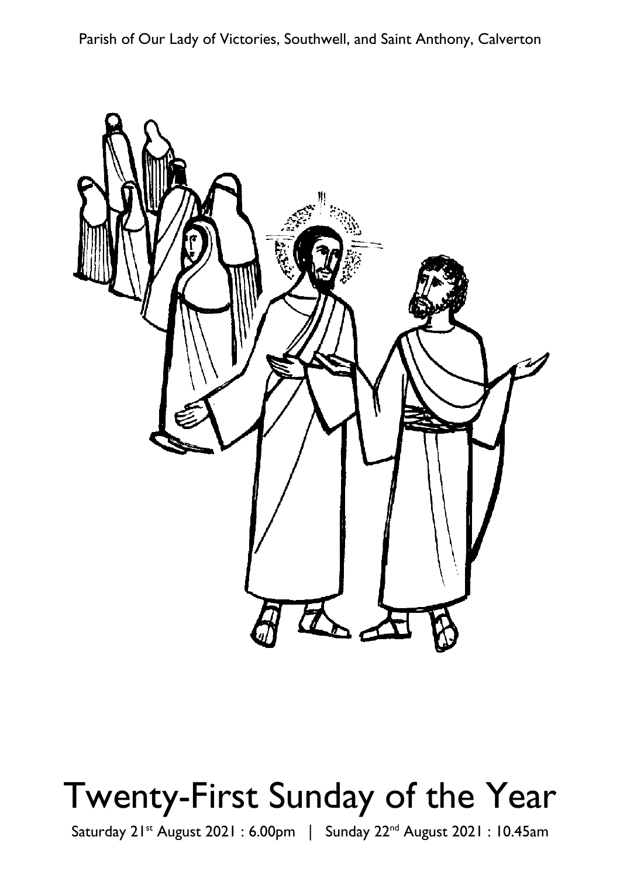Parish of Our Lady of Victories, Southwell, and Saint Anthony, Calverton

# Twenty-First Sunday of the Year

Saturday 21st August 2021 : 6.00pm | Sunday 22nd August 2021 : 10.45am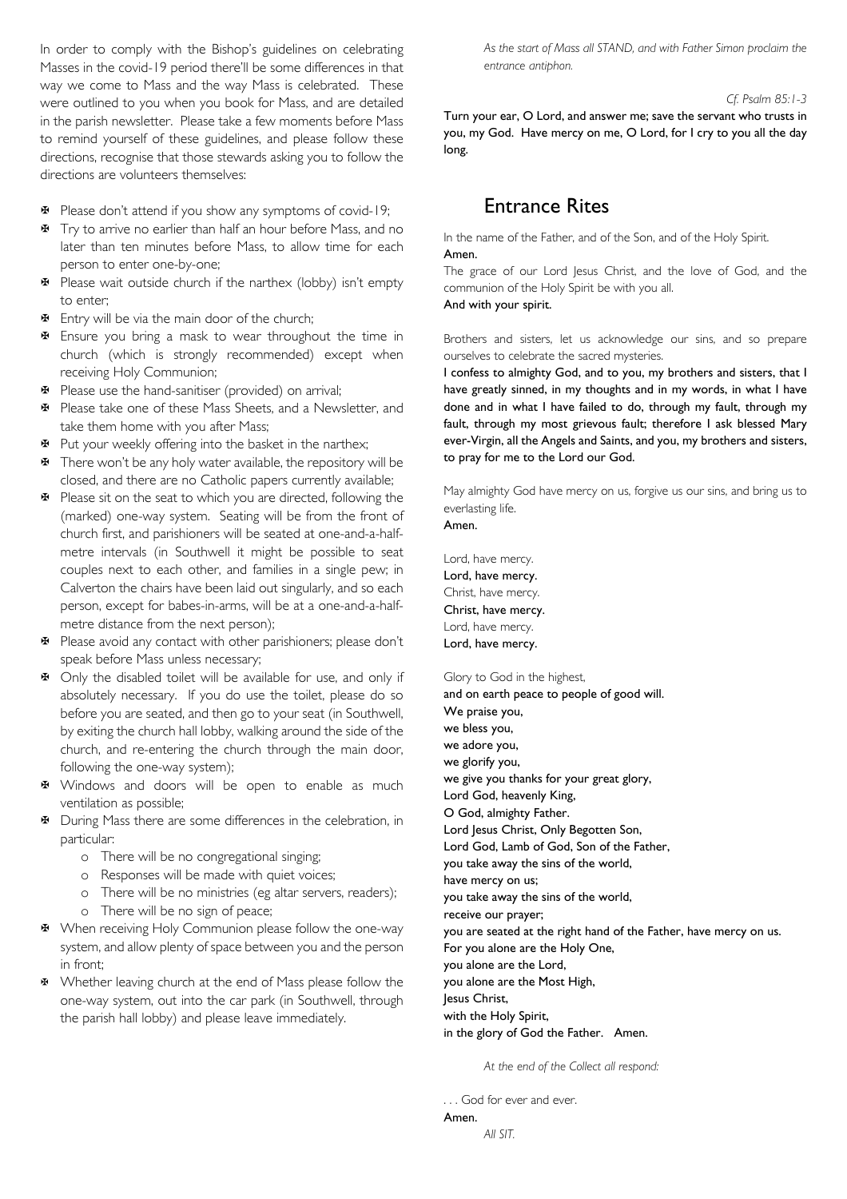In order to comply with the Bishop's guidelines on celebrating Masses in the covid-19 period there'll be some differences in that way we come to Mass and the way Mass is celebrated. These were outlined to you when you book for Mass, and are detailed in the parish newsletter. Please take a few moments before Mass to remind yourself of these guidelines, and please follow these directions, recognise that those stewards asking you to follow the directions are volunteers themselves:

- ✠ Please don't attend if you show any symptoms of covid-19;
- ✠ Try to arrive no earlier than half an hour before Mass, and no later than ten minutes before Mass, to allow time for each person to enter one-by-one;
- ✠ Please wait outside church if the narthex (lobby) isn't empty to enter;
- ✠ Entry will be via the main door of the church;
- ✠ Ensure you bring a mask to wear throughout the time in church (which is strongly recommended) except when receiving Holy Communion;
- ✠ Please use the hand-sanitiser (provided) on arrival;
- ✠ Please take one of these Mass Sheets, and a Newsletter, and take them home with you after Mass;
- ✠ Put your weekly offering into the basket in the narthex;
- ✠ There won't be any holy water available, the repository will be closed, and there are no Catholic papers currently available;
- ✠ Please sit on the seat to which you are directed, following the (marked) one-way system. Seating will be from the front of church first, and parishioners will be seated at one-and-a-half-metre intervals (in Southwell it might be possible to seat couples next to each other, and families in a single pew; in Calverton the chairs have been laid out singularly, and so each person, except for babes-in-arms, will be at a one-and-a-half-metre distance from the next person);
- ✠ Please avoid any contact with other parishioners; please don't speak before Mass unless necessary;
- ✠ Only the disabled toilet will be available for use, and only if absolutely necessary. If you do use the toilet, please do so before you are seated, and then go to your seat (in Southwell, by exiting the church hall lobby, walking around the side of the church, and re-entering the church through the main door, following the one-way system);
- ✠ Windows and doors will be open to enable as much ventilation as possible;
- ✠ During Mass there are some differences in the celebration, in particular:
  - There will be no congregational singing;
  - Responses will be made with quiet voices;
  - There will be no ministries (eg altar servers, readers);
  - There will be no sign of peace;
- ✠ When receiving Holy Communion please follow the one-way system, and allow plenty of space between you and the person in front;
- ✠ Whether leaving church at the end of Mass please follow the one-way system, out into the car park (in Southwell, through the parish hall lobby) and please leave immediately.

*As the start of Mass all STAND, and with Father Simon proclaim the entrance antiphon.*

*Cf. Psalm 85:1-3*

**Turn your ear, O Lord, and answer me; save the servant who trusts in you, my God. Have mercy on me, O Lord, for I cry to you all the day long.**

## Entrance Rites

In the name of the Father, and of the Son, and of the Holy Spirit.
**Amen.**
The grace of our Lord Jesus Christ, and the love of God, and the communion of the Holy Spirit be with you all.
**And with your spirit.**

Brothers and sisters, let us acknowledge our sins, and so prepare ourselves to celebrate the sacred mysteries.
**I confess to almighty God, and to you, my brothers and sisters, that I have greatly sinned, in my thoughts and in my words, in what I have done and in what I have failed to do, through my fault, through my fault, through my most grievous fault; therefore I ask blessed Mary ever-Virgin, all the Angels and Saints, and you, my brothers and sisters, to pray for me to the Lord our God.**

May almighty God have mercy on us, forgive us our sins, and bring us to everlasting life.
**Amen.**

Lord, have mercy.
**Lord, have mercy.**
Christ, have mercy.
**Christ, have mercy.**
Lord, have mercy.
**Lord, have mercy.**

Glory to God in the highest,
**and on earth peace to people of good will.**
**We praise you,**
**we bless you,**
**we adore you,**
**we glorify you,**
**we give you thanks for your great glory,**
**Lord God, heavenly King,**
**O God, almighty Father.**
**Lord Jesus Christ, Only Begotten Son,**
**Lord God, Lamb of God, Son of the Father,**
**you take away the sins of the world,**
**have mercy on us;**
**you take away the sins of the world,**
**receive our prayer;**
**you are seated at the right hand of the Father, have mercy on us.**
**For you alone are the Holy One,**
**you alone are the Lord,**
**you alone are the Most High,**
**Jesus Christ,**
**with the Holy Spirit,**
**in the glory of God the Father. Amen.**

*At the end of the Collect all respond:*

. . . God for ever and ever.
**Amen.**
*All SIT.*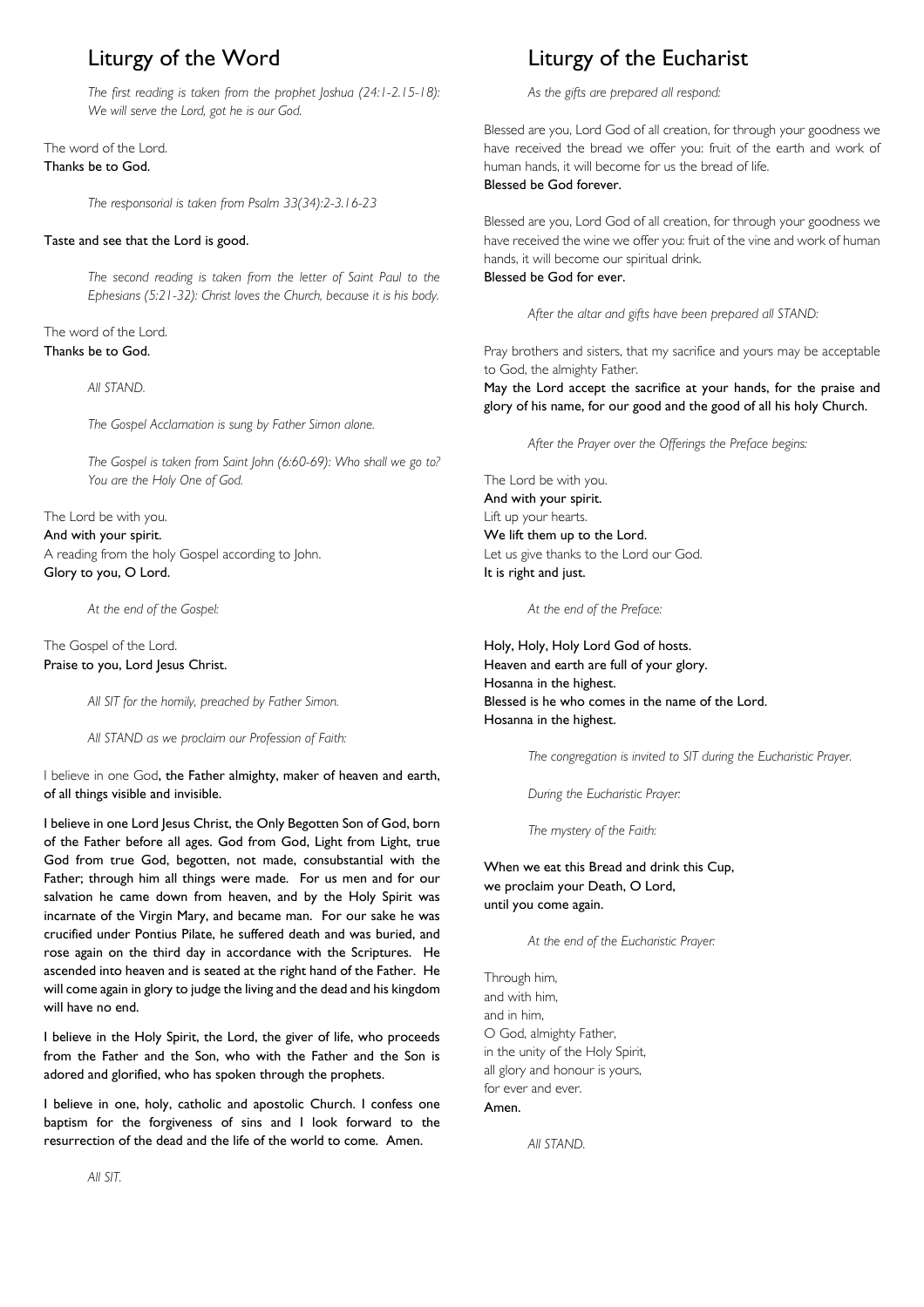# Liturgy of the Word

*The first reading is taken from the prophet Joshua (24:1-2.15-18): We will serve the Lord, got he is our God.*

The word of the Lord.
**Thanks be to God.**

*The responsorial is taken from Psalm 33(34):2-3.16-23*

**Taste and see that the Lord is good.**

*The second reading is taken from the letter of Saint Paul to the Ephesians (5:21-32): Christ loves the Church, because it is his body.*

The word of the Lord.
**Thanks be to God.**

*All STAND.*

*The Gospel Acclamation is sung by Father Simon alone.*

*The Gospel is taken from Saint John (6:60-69): Who shall we go to? You are the Holy One of God.*

The Lord be with you.
**And with your spirit.**
A reading from the holy Gospel according to John.
**Glory to you, O Lord.**

*At the end of the Gospel:*

The Gospel of the Lord.
**Praise to you, Lord Jesus Christ.**

*All SIT for the homily, preached by Father Simon.*

*All STAND as we proclaim our Profession of Faith:*

I believe in one God, **the Father almighty, maker of heaven and earth, of all things visible and invisible.**

**I believe in one Lord Jesus Christ, the Only Begotten Son of God, born of the Father before all ages. God from God, Light from Light, true God from true God, begotten, not made, consubstantial with the Father; through him all things were made. For us men and for our salvation he came down from heaven, and by the Holy Spirit was incarnate of the Virgin Mary, and became man. For our sake he was crucified under Pontius Pilate, he suffered death and was buried, and rose again on the third day in accordance with the Scriptures. He ascended into heaven and is seated at the right hand of the Father. He will come again in glory to judge the living and the dead and his kingdom will have no end.**

**I believe in the Holy Spirit, the Lord, the giver of life, who proceeds from the Father and the Son, who with the Father and the Son is adored and glorified, who has spoken through the prophets.**

**I believe in one, holy, catholic and apostolic Church. I confess one baptism for the forgiveness of sins and I look forward to the resurrection of the dead and the life of the world to come. Amen.**

*All SIT.*

# Liturgy of the Eucharist

*As the gifts are prepared all respond:*

Blessed are you, Lord God of all creation, for through your goodness we have received the bread we offer you: fruit of the earth and work of human hands, it will become for us the bread of life.
**Blessed be God forever.**

Blessed are you, Lord God of all creation, for through your goodness we have received the wine we offer you: fruit of the vine and work of human hands, it will become our spiritual drink.
**Blessed be God for ever.**

*After the altar and gifts have been prepared all STAND:*

Pray brothers and sisters, that my sacrifice and yours may be acceptable to God, the almighty Father.
**May the Lord accept the sacrifice at your hands, for the praise and glory of his name, for our good and the good of all his holy Church.**

*After the Prayer over the Offerings the Preface begins:*

The Lord be with you.
**And with your spirit.**
Lift up your hearts.
**We lift them up to the Lord.**
Let us give thanks to the Lord our God.
**It is right and just.**

*At the end of the Preface:*

**Holy, Holy, Holy Lord God of hosts.
Heaven and earth are full of your glory.
Hosanna in the highest.
Blessed is he who comes in the name of the Lord.
Hosanna in the highest.**

*The congregation is invited to SIT during the Eucharistic Prayer.*

*During the Eucharistic Prayer:*

*The mystery of the Faith:*

**When we eat this Bread and drink this Cup,
we proclaim your Death, O Lord,
until you come again.**

*At the end of the Eucharistic Prayer:*

Through him,
and with him,
and in him,
O God, almighty Father,
in the unity of the Holy Spirit,
all glory and honour is yours,
for ever and ever.
**Amen.**

*All STAND.*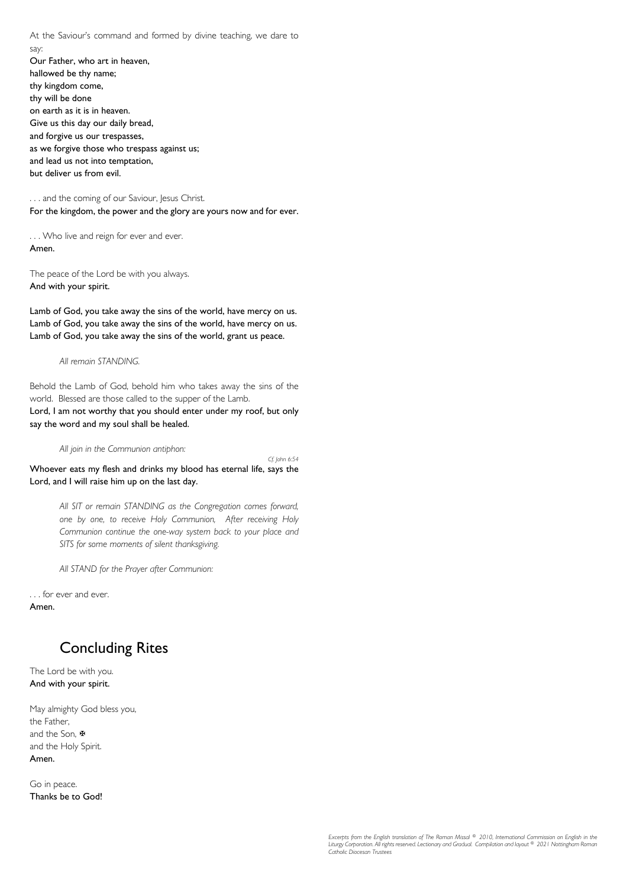At the Saviour's command and formed by divine teaching, we dare to say:

**Our Father, who art in heaven,**
**hallowed be thy name;**
**thy kingdom come,**
**thy will be done**
**on earth as it is in heaven.**
**Give us this day our daily bread,**
**and forgive us our trespasses,**
**as we forgive those who trespass against us;**
**and lead us not into temptation,**
**but deliver us from evil.**

. . . and the coming of our Saviour, Jesus Christ.
**For the kingdom, the power and the glory are yours now and for ever.**

. . . Who live and reign for ever and ever.
**Amen.**

The peace of the Lord be with you always.
**And with your spirit.**

**Lamb of God, you take away the sins of the world, have mercy on us.**
**Lamb of God, you take away the sins of the world, have mercy on us.**
**Lamb of God, you take away the sins of the world, grant us peace.**

*All remain STANDING.*

Behold the Lamb of God, behold him who takes away the sins of the world. Blessed are those called to the supper of the Lamb.
**Lord, I am not worthy that you should enter under my roof, but only say the word and my soul shall be healed.**

*All join in the Communion antiphon:*

*Cf. John 6:54*

**Whoever eats my flesh and drinks my blood has eternal life, says the Lord, and I will raise him up on the last day.**

*All SIT or remain STANDING as the Congregation comes forward, one by one, to receive Holy Communion, After receiving Holy Communion continue the one-way system back to your place and SITS for some moments of silent thanksgiving.*

*All STAND for the Prayer after Communion:*

. . . for ever and ever.
**Amen.**

# Concluding Rites

The Lord be with you.
**And with your spirit.**

May almighty God bless you,
the Father,
and the Son, ✠
and the Holy Spirit.
**Amen.**

Go in peace.
**Thanks be to God!**

*Excerpts from the English translation of The Roman Missal © 2010, International Commission on English in the Liturgy Corporation. All rights reserved. Lectionary and Gradual. Compilation and layout © 2021 Nottingham Roman Catholic Diocesan Trustees*